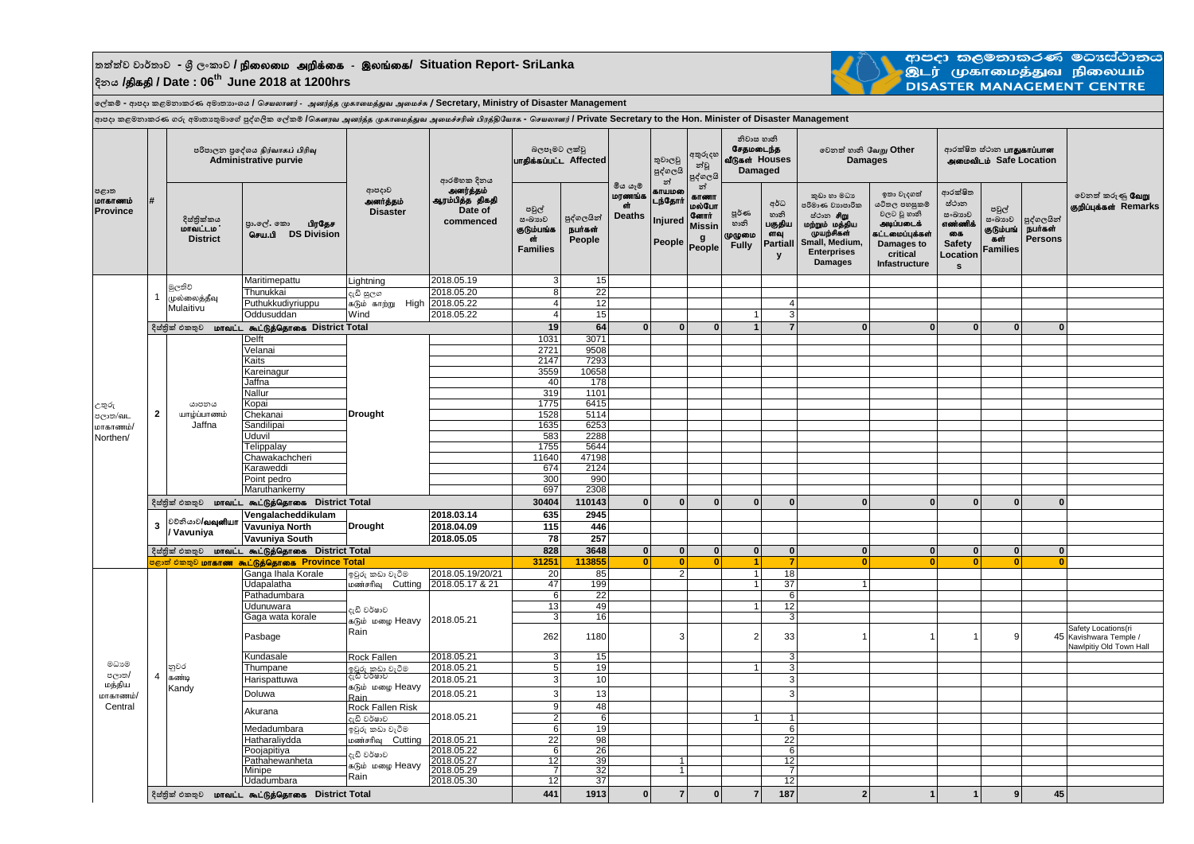# තත්ත්ව වාර්තාව - ශ්‍රී ලංකාව / நிலைமை அறிக்கை - இலங்கை/ Situation Report- SriLanka

**දිනය /திகதி / Date : 06th June 2018 at 1200hrs**

ආපදා කළමනාකරණ මධ්‍යස්ථානය
இடர் முகாமைத்துவ நிலையம்
DISASTER MANAGEMENT CENTRE

ලේකම් - ආපදා කළමනාකරණ අමාත්‍යාංශය / செயலாளர் - அனர்த்த முகாமைத்துவ அமைச்சு / **Secretary, Ministry of Disaster Management**

ආපදා කළමනාකරණ ගරු අමාත්‍යතුමාගේ පුද්ගලික ලේකම් /கௌரவ அனர்த்த முகாமைத்துவ அமைச்சரின் பிரத்தியேக - செயலாளர் / **Private Secretary to the Hon. Minister of Disaster Management**

| පළාත மாகாணம் Province | # | පරිපාලන ප්‍රදේශය நிர்வாகப் பிரிவு Administrative purvie | | ආපදාව அனர்த்தம் Disaster | ආරම්භක දිනය அனர்த்தம் ஆரம்பித்த திகதி Date of commenced | බලපෑමට ලක්වූ பாதிக்கப்பட்ட Affected | | මිය යෑම් மரணங்கள் Deaths | තුවාලවූ පුද්ගලයින් காயமடைந்தோர் Injured People | අතුරුදහන්වූ පුද්ගලයින් காணாமல்போனோர் Missing People | නිවාස හානි சேதமடைந்த வீடுகள் Houses Damaged | | වෙනත් හානි வேறு Other Damages | | ආරක්ෂිත ස්ථාන பாதுகாப்பான அமைவிடம் Safe Location | | | වෙනත් කරුණු வேறு குறிப்புக்கள் Remarks |
|---|---|---|---|---|---|---|---|---|---|---|---|---|---|---|---|---|---|---|
| | | දිස්ත්‍රික්කය மாவட்டம் District | ප්‍රා.ලේ. කො பிரதேச செய.பி DS Division | | | පවුල් සංඛ්‍යාව குடும்பங்கள் Families | පුද්ගලයින් நபர்கள் People | | | | පූර්ණ හානි முழுமை Fully | අර්ධ හානි பகுதியளவு Partially | කුඩා හා මධ්‍ය පරිමාණ ව්‍යාපාරික ස්ථාන சிறு மற்றும் மத்திய முயற்சிகள் Small, Medium, Enterprises Damages | ඉතා වැදගත් යටිතල පහසුකම් වලට වූ හානි அடிப்படைக் கட்டமைப்புக்கள் Damages to critical Infastructure | ආරක්ෂිත ස්ථාන සංඛ්‍යාව எண்ணிக்கை Safety Locations | පවුල් සංඛ්‍යාව குடும்பங்கள் Families | පුද්ගලයින් நபர்கள் Persons | |
| උතුරු පළාත/வட மாகாணம்/ Northen/ | 1 | මුලතිව් முல்லைத்தீவு Mulaitivu | Maritimepattu | Lightning | 2018.05.19 | 3 | 15 | | | | | | | | | | | |
| | | | Thunukkai | දැඩි සුළඟ | 2018.05.20 | 8 | 22 | | | | | | | | | | | |
| | | | Puthukkudiyriuppu | கடும் காற்று High | 2018.05.22 | 4 | 12 | | | | | 4 | | | | | | |
| | | | Oddusuddan | Wind | 2018.05.22 | 4 | 15 | | | | 1 | 3 | | | | | | |
| | | දිස්ත්‍රික් එකතුව மாவட்ட கூட்டுத்தொகை District Total | | | | 19 | 64 | 0 | 0 | 0 | 1 | 7 | 0 | 0 | 0 | 0 | 0 | |
| | 2 | යාපනය யாழ்ப்பாணம் Jaffna | Delft | Drought | | 1031 | 3071 | | | | | | | | | | | |
| | | | Velanai | | | 2721 | 9508 | | | | | | | | | | | |
| | | | Kaits | | | 2147 | 7293 | | | | | | | | | | | |
| | | | Kareinagur | | | 3559 | 10658 | | | | | | | | | | | |
| | | | Jaffna | | | 40 | 178 | | | | | | | | | | | |
| | | | Nallur | | | 319 | 1101 | | | | | | | | | | | |
| | | | Kopai | | | 1775 | 6415 | | | | | | | | | | | |
| | | | Chekanai | | | 1528 | 5114 | | | | | | | | | | | |
| | | | Sandilipai | | | 1635 | 6253 | | | | | | | | | | | |
| | | | Uduvil | | | 583 | 2288 | | | | | | | | | | | |
| | | | Telippalay | | | 1755 | 5644 | | | | | | | | | | | |
| | | | Chawakachcheri | | | 11640 | 47198 | | | | | | | | | | | |
| | | | Karaweddi | | | 674 | 2124 | | | | | | | | | | | |
| | | | Point pedro | | | 300 | 990 | | | | | | | | | | | |
| | | | Maruthankerny | | | 697 | 2308 | | | | | | | | | | | |
| | | දිස්ත්‍රික් එකතුව மாவட்ட கூட்டுத்தொகை District Total | | | | 30404 | 110143 | 0 | 0 | 0 | 0 | 0 | 0 | 0 | 0 | 0 | 0 | |
| | 3 | වව්නියාව/வவுனியா / Vavuniya | Vengalacheddikulam | Drought | 2018.03.14 | 635 | 2945 | | | | | | | | | | | |
| | | | Vavuniya North | | 2018.04.09 | 115 | 446 | | | | | | | | | | | |
| | | | Vavuniya South | | 2018.05.05 | 78 | 257 | | | | | | | | | | | |
| | | දිස්ත්‍රික් එකතුව மாவட்ட கூட்டுத்தொகை District Total | | | | 828 | 3648 | 0 | 0 | 0 | 0 | 0 | 0 | 0 | 0 | 0 | 0 | |
| | | පළාත් එකතුව மாகாண கூட்டுத்தொகை Province Total | | | | 31251 | 113855 | 0 | 0 | 0 | 1 | 7 | 0 | 0 | 0 | 0 | 0 | |
| මධ්‍යම පළාත/ மத்திய மாகாணம்/ Central | 4 | නුවර கண்டி Kandy | Ganga Ihala Korale | ඉවුරු කඩා වැටීම | 2018.05.19/20/21 | 20 | 85 | | 2 | | 1 | 18 | | | | | | |
| | | | Udapalatha | மண்சரிவு Cutting | 2018.05.17 & 21 | 47 | 199 | | | | 1 | 37 | 1 | | | | | |
| | | | Pathadumbara | දැඩි වර්ෂාව கடும் மழை Heavy Rain | 2018.05.21 | 6 | 22 | | | | | 6 | | | | | | |
| | | | Udunuwara | | | 13 | 49 | | | | 1 | 12 | | | | | | |
| | | | Gaga wata korale | | | 3 | 16 | | | | | 3 | | | | | | |
| | | | Pasbage | | | 262 | 1180 | | 3 | | 2 | 33 | 1 | 1 | 1 | 9 | 45 | Safety Locations(ri Kavishwara Temple / Nawlpitiy Old Town Hall |
| | | | Kundasale | Rock Fallen | 2018.05.21 | 3 | 15 | | | | | 3 | | | | | | |
| | | | Thumpane | ඉවුරු කඩා වැටීම | 2018.05.21 | 5 | 19 | | | | 1 | 3 | | | | | | |
| | | | Harispattuwa | දැඩි වර්ෂාව கடும் மழை Heavy Rain | 2018.05.21 | 3 | 10 | | | | | 3 | | | | | | |
| | | | Doluwa | | 2018.05.21 | 3 | 13 | | | | | 3 | | | | | | |
| | | | Akurana | Rock Fallen Risk | 2018.05.21 | 9 | 48 | | | | | | | | | | | |
| | | | | දැඩි වර්ෂාව | | 2 | 6 | | | | 1 | 1 | | | | | | |
| | | | Medadumbara | ඉවුරු කඩා වැටීම | | 6 | 19 | | | | | 6 | | | | | | |
| | | | Hatharaliydda | மண்சரிவு Cutting | 2018.05.21 | 22 | 98 | | | | | 22 | | | | | | |
| | | | Poojapitiya | දැඩි වර්ෂාව கடும் மழை Heavy Rain | 2018.05.22 | 6 | 26 | | | | | 6 | | | | | | |
| | | | Pathahewanheta | | 2018.05.27 | 12 | 39 | | 1 | | | 12 | | | | | | |
| | | | Minipe | | 2018.05.29 | 7 | 32 | | 1 | | | 7 | | | | | | |
| | | | Udadumbara | | 2018.05.30 | 12 | 37 | | | | | 12 | | | | | | |
| | | දිස්ත්‍රික් එකතුව மாவட்ட கூட்டுத்தொகை District Total | | | | 441 | 1913 | 0 | 7 | 0 | 7 | 187 | 2 | 1 | 1 | 9 | 45 | |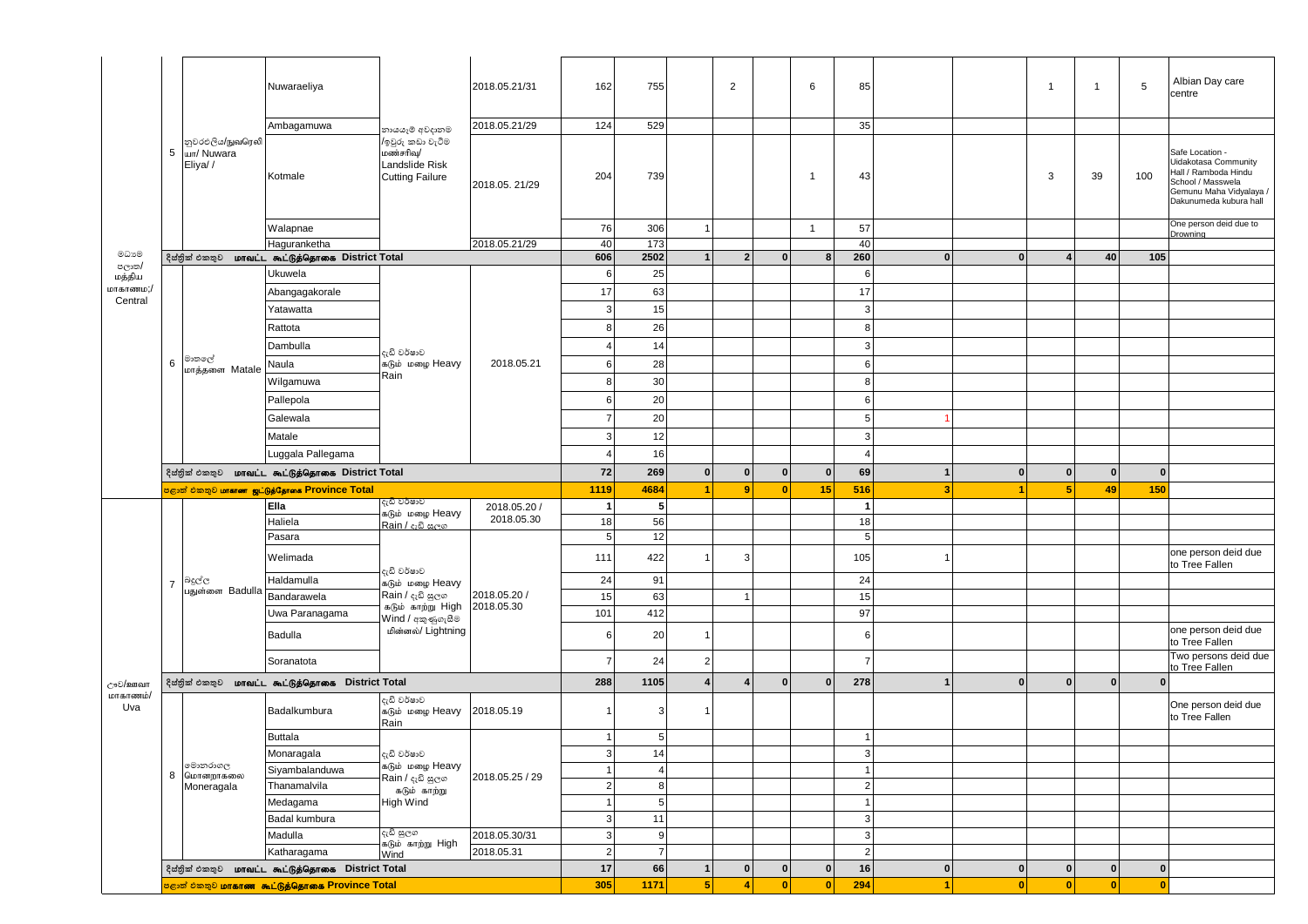| | | | | | | | | | | | | | | | | | | |
|---|---|---|---|---|---|---|---|---|---|---|---|---|---|---|---|---|---|---|
| මධ්‍යම පළාත/ மத்திய மாகாணம்;/ Central | 5 | නුවරඑළිය/நுவரெலியா/ Nuwara Eliya/ / | Nuwaraeliya | නායයෑම් අවදානම /ஓடுரு கඩා වැටීම மண்சரிவு/ Landslide Risk Cutting Failure | 2018.05.21/31 | 162 | 755 | | 2 | | 6 | 85 | | | 1 | 1 | 5 | Albian Day care centre |
| | | | Ambagamuwa | | 2018.05.21/29 | 124 | 529 | | | | | 35 | | | | | | |
| | | | Kotmale | | 2018.05. 21/29 | 204 | 739 | | | | 1 | 43 | | | 3 | 39 | 100 | Safe Location - Uidakotasa Community Hall / Ramboda Hindu School / Masswela Gemunu Maha Vidyalaya / Dakunumeda kubura hall |
| | | | Walapnae | | | 76 | 306 | 1 | | | 1 | 57 | | | | | | One person deid due to Drowning |
| | | | Hagurankctha | | 2018.05.21/29 | 40 | 173 | | | | | 40 | | | | | | |
| | දිස්ත්‍රික් එකතුව மாவட்ட கூட்டுத்தொகை District Total | | | | | 606 | 2502 | 1 | 2 | 0 | 8 | 260 | 0 | 0 | 4 | 40 | 105 | |
| | 6 | මාතලේ மாத்தளை Matale | Ukuwela | ඇඩි වර්ෂාව கடும் மழை Heavy Rain | 2018.05.21 | 6 | 25 | | | | | 6 | | | | | | |
| | | | Abangagakorale | | | 17 | 63 | | | | | 17 | | | | | | |
| | | | Yatawatta | | | 3 | 15 | | | | | 3 | | | | | | |
| | | | Rattota | | | 8 | 26 | | | | | 8 | | | | | | |
| | | | Dambulla | | | 4 | 14 | | | | | 3 | | | | | | |
| | | | Naula | | | 6 | 28 | | | | | 6 | | | | | | |
| | | | Wilgamuwa | | | 8 | 30 | | | | | 8 | | | | | | |
| | | | Pallepola | | | 6 | 20 | | | | | 6 | | | | | | |
| | | | Galewala | | | 7 | 20 | | | | | 5 | 1 | | | | | |
| | | | Matale | | | 3 | 12 | | | | | 3 | | | | | | |
| | | | Luggala Pallegama | | | 4 | 16 | | | | | 4 | | | | | | |
| | දිස්ත්‍රික් එකතුව மாவட்ட கூட்டுத்தொகை District Total | | | | | 72 | 269 | 0 | 0 | 0 | 0 | 69 | 1 | 0 | 0 | 0 | 0 | |
| | පළාත් එකතුව மாகாண கூட்டுத்தொகை Province Total | | | | | 1119 | 4684 | 1 | 9 | 0 | 15 | 516 | 3 | 1 | 5 | 49 | 150 | |
| ඌව/ஊவா மாகாணம்/ Uva | 7 | බදුල්ල பதுள்ளை Badulla | Ella | ඇඩි වර්ෂාව கடும் மழை Heavy Rain / ඇඩි සුළඟ | 2018.05.20 / 2018.05.30 | 1 | 5 | | | | | 1 | | | | | | |
| | | | Haliela | | | 18 | 56 | | | | | 18 | | | | | | |
| | | | Pasara | | | 5 | 12 | | | | | 5 | | | | | | |
| | | | Welimada | ඇඩි වර්ෂාව கடும் மழை Heavy Rain / ඇඩි සුළඟ கடும் காற்று High Wind / අකුණුගැසීම மின்னல்/ Lightning | 2018.05.20 / 2018.05.30 | 111 | 422 | 1 | 3 | | | 105 | 1 | | | | | one person deid due to Tree Fallen |
| | | | Haldamulla | | | 24 | 91 | | | | | 24 | | | | | | |
| | | | Bandarawela | | | 15 | 63 | | 1 | | | 15 | | | | | | |
| | | | Uwa Paranagama | | | 101 | 412 | | | | | 97 | | | | | | |
| | | | Badulla | | | 6 | 20 | 1 | | | | 6 | | | | | | one person deid due to Tree Fallen |
| | | | Soranatota | | | 7 | 24 | 2 | | | | 7 | | | | | | Two persons deid due to Tree Fallen |
| | දිස්ත්‍රික් එකතුව மாவட்ட கூட்டுத்தொகை District Total | | | | | 288 | 1105 | 4 | 4 | 0 | 0 | 278 | 1 | 0 | 0 | 0 | 0 | |
| | 8 | මොනරාගල மொனறாகலை Moneragala | Badalkumbura | ඇඩි වර්ෂාව கடும் மழை Heavy Rain | 2018.05.19 | 1 | 3 | 1 | | | | | | | | | | One person deid due to Tree Fallen |
| | | | Buttala | ඇඩි වර්ෂාව கடும் மழை Heavy Rain / ඇඩි සුළඟ கடும் காற்று High Wind | 2018.05.25 / 29 | 1 | 5 | | | | | 1 | | | | | | |
| | | | Monaragala | | | 3 | 14 | | | | | 3 | | | | | | |
| | | | Siyambalanduwa | | | 1 | 4 | | | | | 1 | | | | | | |
| | | | Thanamalvila | | | 2 | 8 | | | | | 2 | | | | | | |
| | | | Medagama | | | 1 | 5 | | | | | 1 | | | | | | |
| | | | Badal kumbura | | | 3 | 11 | | | | | 3 | | | | | | |
| | | | Madulla | ඇඩි සුළඟ கடும் காற்று High Wind | 2018.05.30/31 | 3 | 9 | | | | | 3 | | | | | | |
| | | | Katharagama | | 2018.05.31 | 2 | 7 | | | | | 2 | | | | | | |
| | දිස්ත්‍රික් එකතුව மாவட்ட கூட்டுத்தொகை District Total | | | | | 17 | 66 | 1 | 0 | 0 | 0 | 16 | 0 | 0 | 0 | 0 | 0 | |
| | පළාත් එකතුව மாகாண கூட்டுத்தொகை Province Total | | | | | 305 | 1171 | 5 | 4 | 0 | 0 | 294 | 1 | 0 | 0 | 0 | 0 | |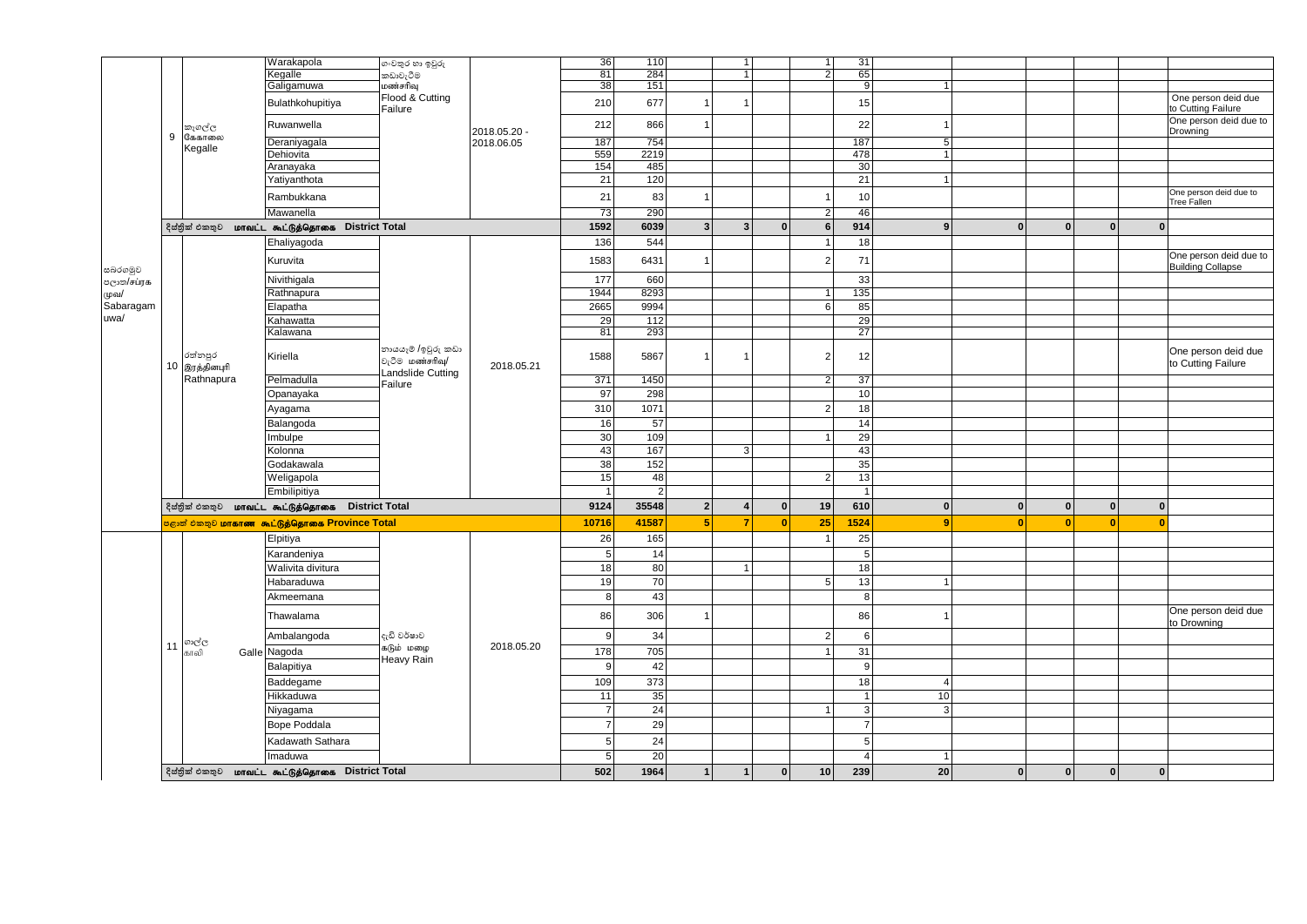| | | | | | | | | | | | | | | | | | | |
|---|---|---|---|---|---|---|---|---|---|---|---|---|---|---|---|---|---|---|
| සබරගමුව පළාත/சப்ரகமுவ/ Sabaragamuwa/ | 9 | කෑගල්ල கேகாலை Kegalle | Warakapola | ගංවතුර හා ඉවුරු කඩාවැටීම மண்சரிவு Flood & Cutting Failure | 2018.05.20 - 2018.06.05 | 36 | 110 | | 1 | | 1 | 31 | | | | | | |
| | | | Kegalle | | | 81 | 284 | | 1 | | 2 | 65 | | | | | | |
| | | | Galigamuwa | | | 38 | 151 | | | | | 9 | 1 | | | | | |
| | | | Bulathkohupitiya | | | 210 | 677 | 1 | 1 | | | 15 | | | | | | One person deid due to Cutting Failure |
| | | | Ruwanwella | | | 212 | 866 | 1 | | | | 22 | 1 | | | | | One person deid due to Drowning |
| | | | Deraniyagala | | | 187 | 754 | | | | | 187 | 5 | | | | | |
| | | | Dehiovita | | | 559 | 2219 | | | | | 478 | 1 | | | | | |
| | | | Aranayaka | | | 154 | 485 | | | | | 30 | | | | | | |
| | | | Yatiyanthota | | | 21 | 120 | | | | | 21 | 1 | | | | | |
| | | | Rambukkana | | | 21 | 83 | 1 | | | 1 | 10 | | | | | | One person deid due to Tree Fallen |
| | | | Mawanella | | | 73 | 290 | | | | 2 | 46 | | | | | | |
| | | දිස්ත්‍රික් එකතුව மாவட்ட கூட்டுத்தொகை District Total | | | | 1592 | 6039 | 3 | 3 | 0 | 6 | 914 | 9 | 0 | 0 | 0 | 0 | |
| | 10 | රත්නපුර இரத்தினபுரி Rathnapura | Ehaliyagoda | නායයෑම් /ඉවුරු කඩා වැටීම மண்சரிவு/ Landslide Cutting Failure | 2018.05.21 | 136 | 544 | | | | 1 | 18 | | | | | | |
| | | | Kuruvita | | | 1583 | 6431 | 1 | | | 2 | 71 | | | | | | One person deid due to Building Collapse |
| | | | Nivithigala | | | 177 | 660 | | | | | 33 | | | | | | |
| | | | Rathnapura | | | 1944 | 8293 | | | | 1 | 135 | | | | | | |
| | | | Elapatha | | | 2665 | 9994 | | | | 6 | 85 | | | | | | |
| | | | Kahawatta | | | 29 | 112 | | | | | 29 | | | | | | |
| | | | Kalawana | | | 81 | 293 | | | | | 27 | | | | | | |
| | | | Kiriella | | | 1588 | 5867 | 1 | 1 | | 2 | 12 | | | | | | One person deid due to Cutting Failure |
| | | | Pelmadulla | | | 371 | 1450 | | | | 2 | 37 | | | | | | |
| | | | Opanayaka | | | 97 | 298 | | | | | 10 | | | | | | |
| | | | Ayagama | | | 310 | 1071 | | | | 2 | 18 | | | | | | |
| | | | Balangoda | | | 16 | 57 | | | | | 14 | | | | | | |
| | | | Imbulpe | | | 30 | 109 | | | | 1 | 29 | | | | | | |
| | | | Kolonna | | | 43 | 167 | | 3 | | | 43 | | | | | | |
| | | | Godakawala | | | 38 | 152 | | | | | 35 | | | | | | |
| | | | Weligapola | | | 15 | 48 | | | | 2 | 13 | | | | | | |
| | | | Embilipitiya | | | 1 | 2 | | | | | 1 | | | | | | |
| | | දිස්ත්‍රික් එකතුව மாவட்ட கூட்டுத்தொகை District Total | | | | 9124 | 35548 | 2 | 4 | 0 | 19 | 610 | 0 | 0 | 0 | 0 | 0 | |
| | | පළාත් එකතුව மாகாண கூட்டுத்தொகை Province Total | | | | 10716 | 41587 | 5 | 7 | 0 | 25 | 1524 | 9 | 0 | 0 | 0 | 0 | |
| | 11 | ගාල්ල காலி Galle | Elpitiya | දැඩි වර්ෂාව கடும் மழை Heavy Rain | 2018.05.20 | 26 | 165 | | | | 1 | 25 | | | | | | |
| | | | Karandeniya | | | 5 | 14 | | | | | 5 | | | | | | |
| | | | Walivita divitura | | | 18 | 80 | | 1 | | | 18 | | | | | | |
| | | | Habaraduwa | | | 19 | 70 | | | | 5 | 13 | 1 | | | | | |
| | | | Akmeemana | | | 8 | 43 | | | | | 8 | | | | | | |
| | | | Thawalama | | | 86 | 306 | 1 | | | | 86 | 1 | | | | | One person deid due to Drowning |
| | | | Ambalangoda | | | 9 | 34 | | | | 2 | 6 | | | | | | |
| | | | Nagoda | | | 178 | 705 | | | | 1 | 31 | | | | | | |
| | | | Balapitiya | | | 9 | 42 | | | | | 9 | | | | | | |
| | | | Baddegame | | | 109 | 373 | | | | | 18 | 4 | | | | | |
| | | | Hikkaduwa | | | 11 | 35 | | | | | 1 | 10 | | | | | |
| | | | Niyagama | | | 7 | 24 | | | | 1 | 3 | 3 | | | | | |
| | | | Bope Poddala | | | 7 | 29 | | | | | 7 | | | | | | |
| | | | Kadawath Sathara | | | 5 | 24 | | | | | 5 | | | | | | |
| | | | Imaduwa | | | 5 | 20 | | | | | 4 | 1 | | | | | |
| | | දිස්ත්‍රික් එකතුව மாவட்ட கூட்டுத்தொகை District Total | | | | 502 | 1964 | 1 | 1 | 0 | 10 | 239 | 20 | 0 | 0 | 0 | 0 | |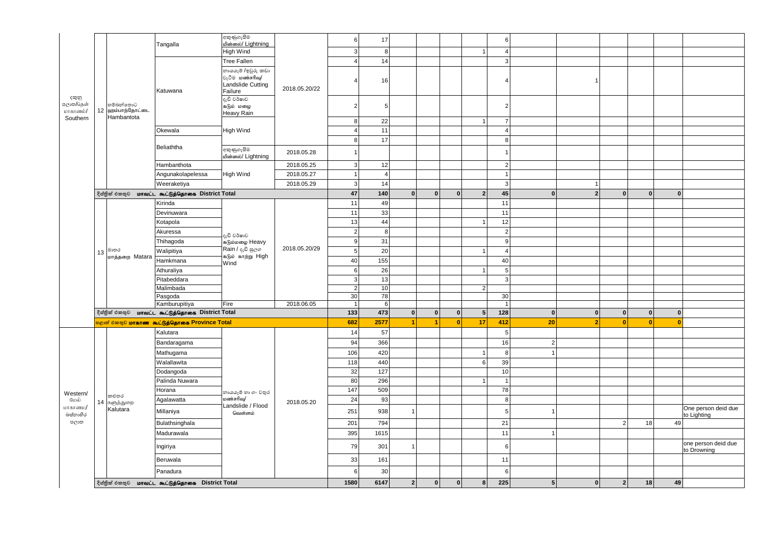| | | | | | | | | | | | | | | | | | | |
|---|---|---|---|---|---|---|---|---|---|---|---|---|---|---|---|---|---|---|
| දකුණු පළාත/தென் மாகாணம்/ Southern | 12 | හම්බන්තොට ஹம்பாந்தோட்டை Hambantota | Tangalla | අකුණුගැසීම மின்னல்/ Lightning | 2018.05.20/22 | 6 | 17 | | | | | 6 | | | | | | |
| | | | | High Wind | | 3 | 8 | | | | 1 | 4 | | | | | | |
| | | | Katuwana | Tree Fallen | | 4 | 14 | | | | | 3 | | | | | | |
| | | | | නායයෑම් /ඉවුරු කඩා වැටීම மண்சரிவு/ Landslide Cutting Failure | | 4 | 16 | | | | | 4 | | 1 | | | | |
| | | | | දැඩි වර්ෂාව கடும் மழை Heavy Rain | | 2 | 5 | | | | | 2 | | | | | | |
| | | | | | | 8 | 22 | | | | 1 | 7 | | | | | | |
| | | | Okewala | High Wind | | 4 | 11 | | | | | 4 | | | | | | |
| | | | Beliaththa | | | 8 | 17 | | | | | 8 | | | | | | |
| | | | | අකුණුගැසීම மின்னல்/ Lightning | 2018.05.28 | 1 | | | | | | 1 | | | | | | |
| | | | Hambanthota | High Wind | 2018.05.25 | 3 | 12 | | | | | 2 | | | | | | |
| | | | Angunakolapelessa | | 2018.05.27 | 1 | 4 | | | | | 1 | | | | | | |
| | | | Weeraketiya | | 2018.05.29 | 3 | 14 | | | | | 3 | | 1 | | | | |
| | | දිස්ත්‍රික් එකතුව மாவட்ட கூட்டுத்தொகை District Total | | | | 47 | 140 | 0 | 0 | 0 | 2 | 45 | 0 | 2 | 0 | 0 | 0 | |
| | 13 | මාතර மாத்தறை Matara | Kirinda | දැඩි වර්ෂාව கடும்மழை Heavy Rain / දැඩි සුලග கடும் காற்று High Wind | 2018.05.20/29 | 11 | 49 | | | | | 11 | | | | | | |
| | | | Devinuwara | | | 11 | 33 | | | | | 11 | | | | | | |
| | | | Kotapola | | | 13 | 44 | | | | 1 | 12 | | | | | | |
| | | | Akuressa | | | 2 | 8 | | | | | 2 | | | | | | |
| | | | Thihagoda | | | 9 | 31 | | | | | 9 | | | | | | |
| | | | Walipitiya | | | 5 | 20 | | | | 1 | 4 | | | | | | |
| | | | Hamkmana | | | 40 | 155 | | | | | 40 | | | | | | |
| | | | Athuraliya | | | 6 | 26 | | | | 1 | 5 | | | | | | |
| | | | Pitabeddara | | | 3 | 13 | | | | | 3 | | | | | | |
| | | | Malimbada | | | 2 | 10 | | | | 2 | | | | | | | |
| | | | Pasgoda | | | 30 | 78 | | | | | 30 | | | | | | |
| | | | Kamburupitiya | Fire | 2018.06.05 | 1 | 6 | | | | | 1 | | | | | | |
| | | දිස්ත්‍රික් එකතුව மாவட்ட கூட்டுத்தொகை District Total | | | | 133 | 473 | 0 | 0 | 0 | 5 | 128 | 0 | 0 | 0 | 0 | 0 | |
| | | පළාත් එකතුව மாகாண கூட்டுத்தொகை Province Total | | | | 682 | 2577 | 1 | 1 | 0 | 17 | 412 | 20 | 2 | 0 | 0 | 0 | |
| Western/ மேல் மாகாணம்/ බස්නාහිර පළාත | 14 | කළුතර களுத்துறை Kalutara | Kalutara | නායයෑම් හා ගං වතුර மண்சரிவு/ Landslide / Flood வெள்ளம் | 2018.05.20 | 14 | 57 | | | | | 5 | | | | | | |
| | | | Bandaragama | | | 94 | 366 | | | | | 16 | 2 | | | | | |
| | | | Mathugama | | | 106 | 420 | | | | 1 | 8 | 1 | | | | | |
| | | | Walallawita | | | 118 | 440 | | | | 6 | 39 | | | | | | |
| | | | Dodangoda | | | 32 | 127 | | | | | 10 | | | | | | |
| | | | Palinda Nuwara | | | 80 | 296 | | | | 1 | 1 | | | | | | |
| | | | Horana | | | 147 | 509 | | | | | 78 | | | | | | |
| | | | Agalawatta | | | 24 | 93 | | | | | 8 | | | | | | |
| | | | Millaniya | | | 251 | 938 | 1 | | | | 5 | 1 | | | | | One person deid due to Lighting |
| | | | Bulathsinghala | | | 201 | 794 | | | | | 21 | | | 2 | 18 | 49 | |
| | | | Madurawala | | | 395 | 1615 | | | | | 11 | 1 | | | | | |
| | | | Ingiriya | | | 79 | 301 | 1 | | | | 6 | | | | | | one person deid due to Drowning |
| | | | Beruwala | | | 33 | 161 | | | | | 11 | | | | | | |
| | | | Panadura | | | 6 | 30 | | | | | 6 | | | | | | |
| | | දිස්ත්‍රික් එකතුව மாவட்ட கூட்டுத்தொகை District Total | | | | 1580 | 6147 | 2 | 0 | 0 | 8 | 225 | 5 | 0 | 2 | 18 | 49 | |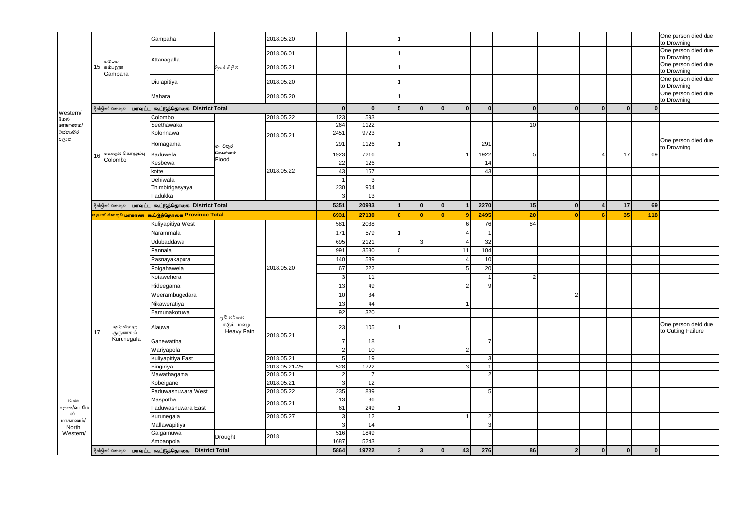| | | | | | | | | | | | | | | | | | | |
|---|---|---|---|---|---|---|---|---|---|---|---|---|---|---|---|---|---|---|
| Western/ மேல் மாகாணம்/ බස්නාහිර පළාත | 15 | ගම්පහ கம்பஹா Gampaha | Gampaha | දියේ ගිලීම | 2018.05.20 | | | 1 | | | | | | | | | | One person died due to Drowning |
| | | | Attanagalla | | 2018.06.01 | | | 1 | | | | | | | | | | One person died due to Drowning |
| | | | | | 2018.05.21 | | | 1 | | | | | | | | | | One person died due to Drowning |
| | | | Diulapitiya | | 2018.05.20 | | | 1 | | | | | | | | | | One person died due to Drowning |
| | | | Mahara | | 2018.05.20 | | | 1 | | | | | | | | | | One person died due to Drowning |
| | | දිස්ත්‍රික් එකතුව மாவட்ட கூட்டுத்தொகை District Total | | | | 0 | 0 | 5 | 0 | 0 | 0 | 0 | 0 | 0 | 0 | 0 | 0 | |
| | 16 | කොළඹ கொழும்பு Colombo | Colombo | ගං වතුර வெள்ளம் Flood | 2018.05.22 | 123 | 593 | | | | | | | | | | | |
| | | | Seethawaka | | 2018.05.21 | 264 | 1122 | | | | | | 10 | | | | | |
| | | | Kolonnawa | | | 2451 | 9723 | | | | | | | | | | | |
| | | | Homagama | | | 291 | 1126 | 1 | | | | 291 | | | | | | One person died due to Drowning |
| | | | Kaduwela | | 2018.05.22 | 1923 | 7216 | | | | 1 | 1922 | 5 | | 4 | 17 | 69 | |
| | | | Kesbewa | | | 22 | 126 | | | | | 14 | | | | | | |
| | | | kotte | | | 43 | 157 | | | | | 43 | | | | | | |
| | | | Dehiwala | | | 1 | 3 | | | | | | | | | | | |
| | | | Thimbirigasyaya | | | 230 | 904 | | | | | | | | | | | |
| | | | Padukka | | | 3 | 13 | | | | | | | | | | | |
| | | දිස්ත්‍රික් එකතුව மாவட்ட கூட்டுத்தொகை District Total | | | | 5351 | 20983 | 1 | 0 | 0 | 1 | 2270 | 15 | 0 | 4 | 17 | 69 | |
| | | පළාත් එකතුව மாகாண கூட்டுத்தொகை Province Total | | | | 6931 | 27130 | 8 | 0 | 0 | 9 | 2495 | 20 | 0 | 6 | 35 | 118 | |
| වයඹ පළාත/வடமேல் மாகாணம்/ North Western/ | 17 | කුරුණෑගල குருணாகல் Kurunegala | Kuliyapitiya West | අධික වර්ෂාව கடும் மழை Heavy Rain | 2018.05.20 | 581 | 2038 | | | | 6 | 76 | 84 | | | | | |
| | | | Narammala | | | 171 | 579 | 1 | | | 4 | 1 | | | | | | |
| | | | Udubaddawa | | | 695 | 2121 | | 3 | | 4 | 32 | | | | | | |
| | | | Pannala | | | 991 | 3580 | 0 | | | 11 | 104 | | | | | | |
| | | | Rasnayakapura | | | 140 | 539 | | | | 4 | 10 | | | | | | |
| | | | Polgahawela | | | 67 | 222 | | | | 5 | 20 | | | | | | |
| | | | Kotewehera | | | 3 | 11 | | | | | 1 | 2 | | | | | |
| | | | Rideegama | | | 13 | 49 | | | | 2 | 9 | | | | | | |
| | | | Weerambugedara | | | 10 | 34 | | | | | | | 2 | | | | |
| | | | Nikaweratiya | | | 13 | 44 | | | | 1 | | | | | | | |
| | | | Bamunakotuwa | | | 92 | 320 | | | | | | | | | | | |
| | | | Alauwa | | 2018.05.21 | 23 | 105 | 1 | | | | | | | | | | One person deid due to Cutting Failure |
| | | | Ganewattha | | | 7 | 18 | | | | | 7 | | | | | | |
| | | | Wariyapola | | | 2 | 10 | | | | 2 | | | | | | | |
| | | | Kuliyapitiya East | | 2018.05.21 | 5 | 19 | | | | | 3 | | | | | | |
| | | | Bingiriya | | 2018.05.21-25 | 528 | 1722 | | | | 3 | 1 | | | | | | |
| | | | Mawathagama | | 2018.05.21 | 2 | 7 | | | | | 2 | | | | | | |
| | | | Kobeigane | | 2018.05.21 | 3 | 12 | | | | | | | | | | | |
| | | | Paduwasnuwara West | | 2018.05.22 | 235 | 889 | | | | | 5 | | | | | | |
| | | | Maspotha | | 2018.05.21 | 13 | 36 | | | | | | | | | | | |
| | | | Paduwasnuwara East | | | 61 | 249 | 1 | | | | | | | | | | |
| | | | Kurunegala | | 2018.05.27 | 3 | 12 | | | | 1 | 2 | | | | | | |
| | | | Mallawapitiya | | | 3 | 14 | | | | | 3 | | | | | | |
| | | | Galgamuwa | Drought | 2018 | 516 | 1849 | | | | | | | | | | | |
| | | | Ambanpola | | | 1687 | 5243 | | | | | | | | | | | |
| | | දිස්ත්‍රික් එකතුව மாவட்ட கூட்டுத்தொகை District Total | | | | 5864 | 19722 | 3 | 3 | 0 | 43 | 276 | 86 | 2 | 0 | 0 | 0 | |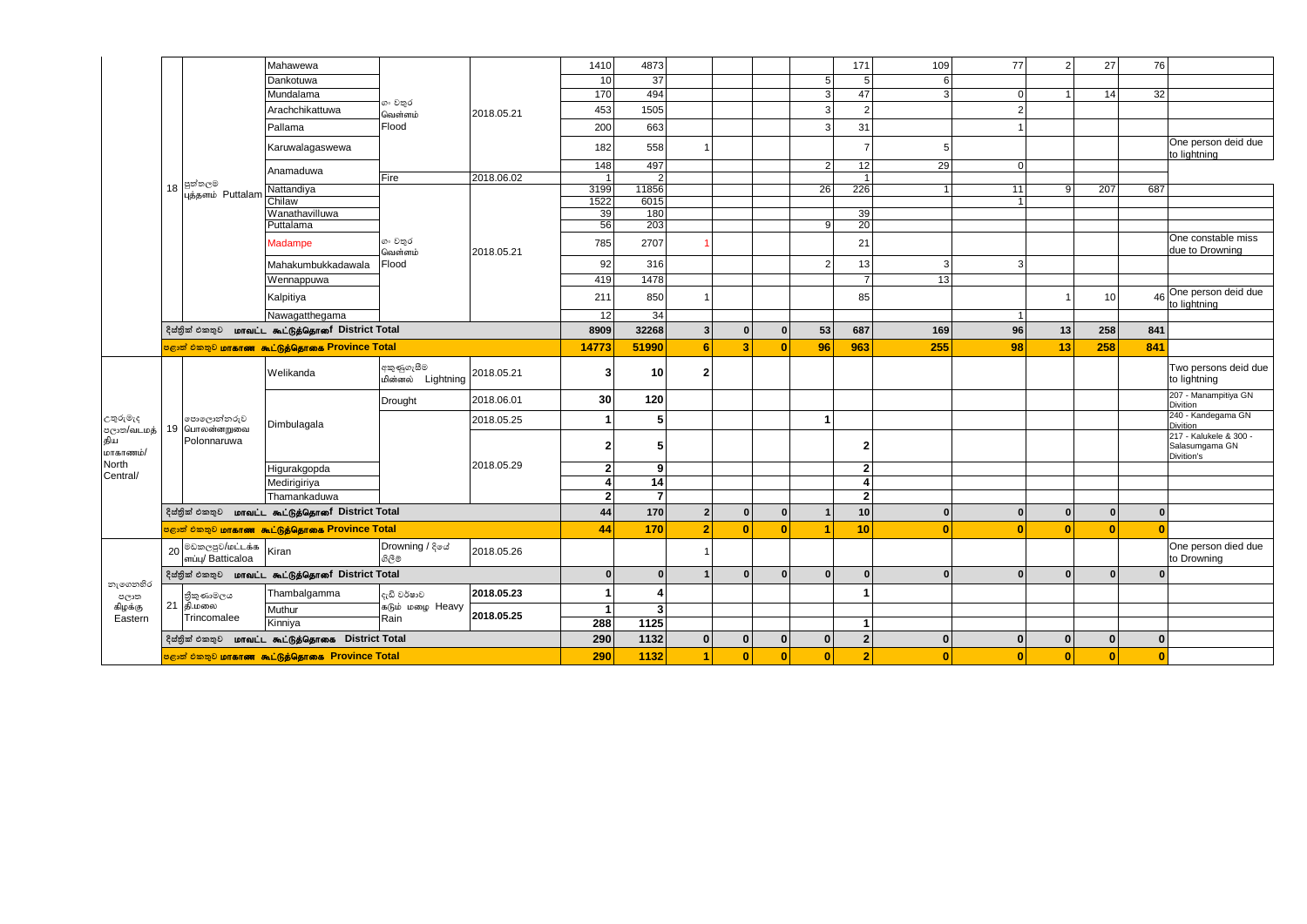| | | | | | | | | | | | | | | | | | | |
|---|---|---|---|---|---|---|---|---|---|---|---|---|---|---|---|---|---|---|
| | 18 | පුත්තලම புத்தளம் Puttalam | Mahawewa | ගං වතුර வெள்ளம் Flood | 2018.05.21 | 1410 | 4873 | | | | | 171 | 109 | 77 | 2 | 27 | 76 | |
| | | | Dankotuwa | | | 10 | 37 | | | | 5 | 5 | 6 | | | | | |
| | | | Mundalama | | | 170 | 494 | | | | 3 | 47 | 3 | 0 | 1 | 14 | 32 | |
| | | | Arachchikattuwa | | | 453 | 1505 | | | | 3 | 2 | | 2 | | | | |
| | | | Pallama | | | 200 | 663 | | | | 3 | 31 | | 1 | | | | |
| | | | Karuwalagaswewa | | | 182 | 558 | 1 | | | | 7 | 5 | | | | | One person deid due to lightning |
| | | | Anamaduwa | | | 148 | 497 | | | | 2 | 12 | 29 | 0 | | | | |
| | | | | Fire | 2018.06.02 | 1 | 2 | | | | | 1 | | | | | | |
| | | | Nattandiya | ගං වතුර வெள்ளம் Flood | 2018.05.21 | 3199 | 11856 | | | | 26 | 226 | 1 | 11 | 9 | 207 | 687 | |
| | | | Chilaw | | | 1522 | 6015 | | | | | | | 1 | | | | |
| | | | Wanathavilluwa | | | 39 | 180 | | | | | 39 | | | | | | |
| | | | Puttalama | | | 56 | 203 | | | | 9 | 20 | | | | | | |
| | | | Madampe | | | 785 | 2707 | 1 | | | | 21 | | | | | | One constable miss due to Drowning |
| | | | Mahakumbukkadawala | | | 92 | 316 | | | | 2 | 13 | 3 | 3 | | | | |
| | | | Wennappuwa | | | 419 | 1478 | | | | | 7 | 13 | | | | | |
| | | | Kalpitiya | | | 211 | 850 | 1 | | | | 85 | | | 1 | 10 | 46 | One person deid due to lightning |
| | | | Nawagatthegama | | | 12 | 34 | | | | | | | 1 | | | | |
| | දිස්ත්‍රික් එකතුව மாவட்ட கூட்டுத்தொகை District Total | | | | | 8909 | 32268 | 3 | 0 | 0 | 53 | 687 | 169 | 96 | 13 | 258 | 841 | |
| | පළාත් එකතුව மாகாண கூட்டுத்தொகை Province Total | | | | | 14773 | 51990 | 6 | 3 | 0 | 96 | 963 | 255 | 98 | 13 | 258 | 841 | |
| උතුරුමැද පළාත/வடமத்திய மாகாணம்/ North Central/ | 19 | පොළොන්නරුව பொலன்னறுவை Polonnaruwa | Welikanda | අකුණු ගැසීම மின்னல் Lightning | 2018.05.21 | 3 | 10 | 2 | | | | | | | | | | Two persons deid due to lightning |
| | | | | Drought | 2018.06.01 | 30 | 120 | | | | | | | | | | | 207 - Manampitiya GN Divition |
| | | | Dimbulagala | | 2018.05.25 | 1 | 5 | | | | 1 | | | | | | | 240 - Kandegama GN Divition |
| | | | | | 2018.05.29 | 2 | 5 | | | | | 2 | | | | | | 217 - Kalukele & 300 - Salasumgama GN Divition's |
| | | | Higurakgopda | | | 2 | 9 | | | | | 2 | | | | | | |
| | | | Medirigiriya | | | 4 | 14 | | | | | 4 | | | | | | |
| | | | Thamankaduwa | | | 2 | 7 | | | | | 2 | | | | | | |
| | දිස්ත්‍රික් එකතුව மாவட்ட கூட்டுத்தொகை District Total | | | | | 44 | 170 | 2 | 0 | 0 | 1 | 10 | 0 | 0 | 0 | 0 | 0 | |
| | පළාත් එකතුව மாகாண கூட்டுத்தொகை Province Total | | | | | 44 | 170 | 2 | 0 | 0 | 1 | 10 | 0 | 0 | 0 | 0 | 0 | |
| නැගෙනහිර පළාත கிழக்கு Eastern | 20 | මඩකලපුව/மட்டக்களப்பு/ Batticaloa | Kiran | Drowning / දියේ ගිලීම | 2018.05.26 | | | 1 | | | | | | | | | | One person died due to Drowning |
| | දිස්ත්‍රික් එකතුව மாவட்ட கூட்டுத்தொகை District Total | | | | | 0 | 0 | 1 | 0 | 0 | 0 | 0 | 0 | 0 | 0 | 0 | 0 | |
| | 21 | ත්‍රිකුණාමලය திருகோணமலை Trincomalee | Thambalgamma | දැඩි වර්ෂාව கடும் மழை Heavy Rain | 2018.05.23 | 1 | 4 | | | | | 1 | | | | | | |
| | | | Muthur | | 2018.05.25 | 1 | 3 | | | | | | | | | | | |
| | | | Kinniya | | | 288 | 1125 | | | | | 1 | | | | | | |
| | දිස්ත්‍රික් එකතුව மாவட்ட கூட்டுத்தொகை District Total | | | | | 290 | 1132 | 0 | 0 | 0 | 0 | 2 | 0 | 0 | 0 | 0 | 0 | |
| | පළාත් එකතුව மாகாண கூட்டுத்தொகை Province Total | | | | | 290 | 1132 | 1 | 0 | 0 | 0 | 2 | 0 | 0 | 0 | 0 | 0 | |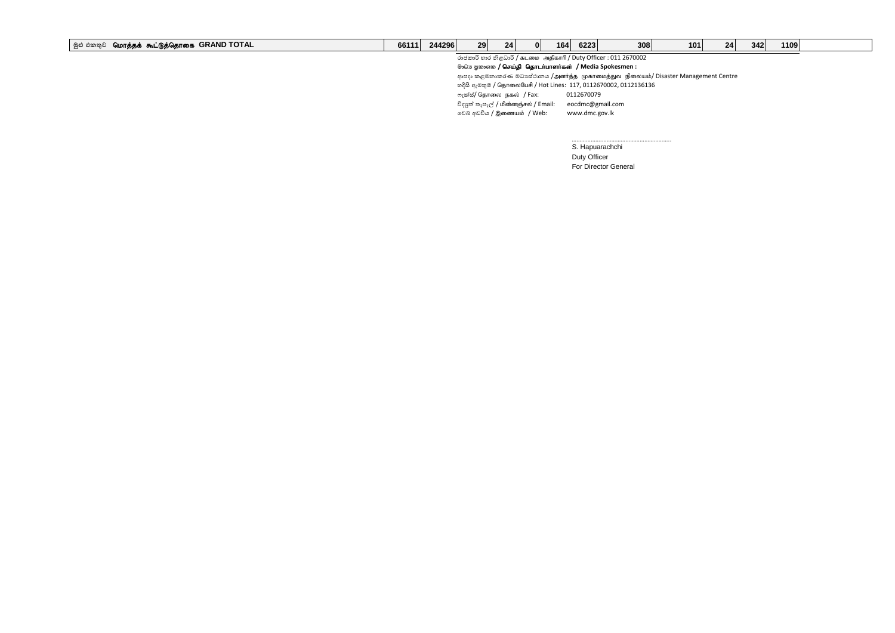| | | | | | | | | | | | | | |
|---|---|---|---|---|---|---|---|---|---|---|---|---|---|
| මුළු එකතුව **மொத்தக் கூட்டுத்தொகை GRAND TOTAL** | **66111** | **244296** | **29** | **24** | **0** | **164** | **6223** | **308** | **101** | **24** | **342** | **1109** | |

රාජකාරි භාර නිළධාරි / கடமை அதிகாரி / Duty Officer : 011 2670002

**මාධ්‍ය ප්‍රකාශක / செய்தி தொடர்பாளர்கள் / Media Spokesmen :**

ආපදා කළමනාකරණ මධ්‍යස්ථානය /அனர்த்த முகாமைத்துவ நிலையம்/ Disaster Management Centre

හදිසි ඇමතුම් / தொலைபேசி / Hot Lines: 117, 0112670002, 0112136136

ෆැක්ස්/ தொலை நகல் / Fax: 0112670079

විද්‍යුත් තැපැල් / மின்னஞ்சல் / Email: eocdmc@gmail.com

වෙබ් අඩවිය / இணையம் / Web: www.dmc.gov.lk

..............................................................

S. Hapuarachchi

Duty Officer

For Director General